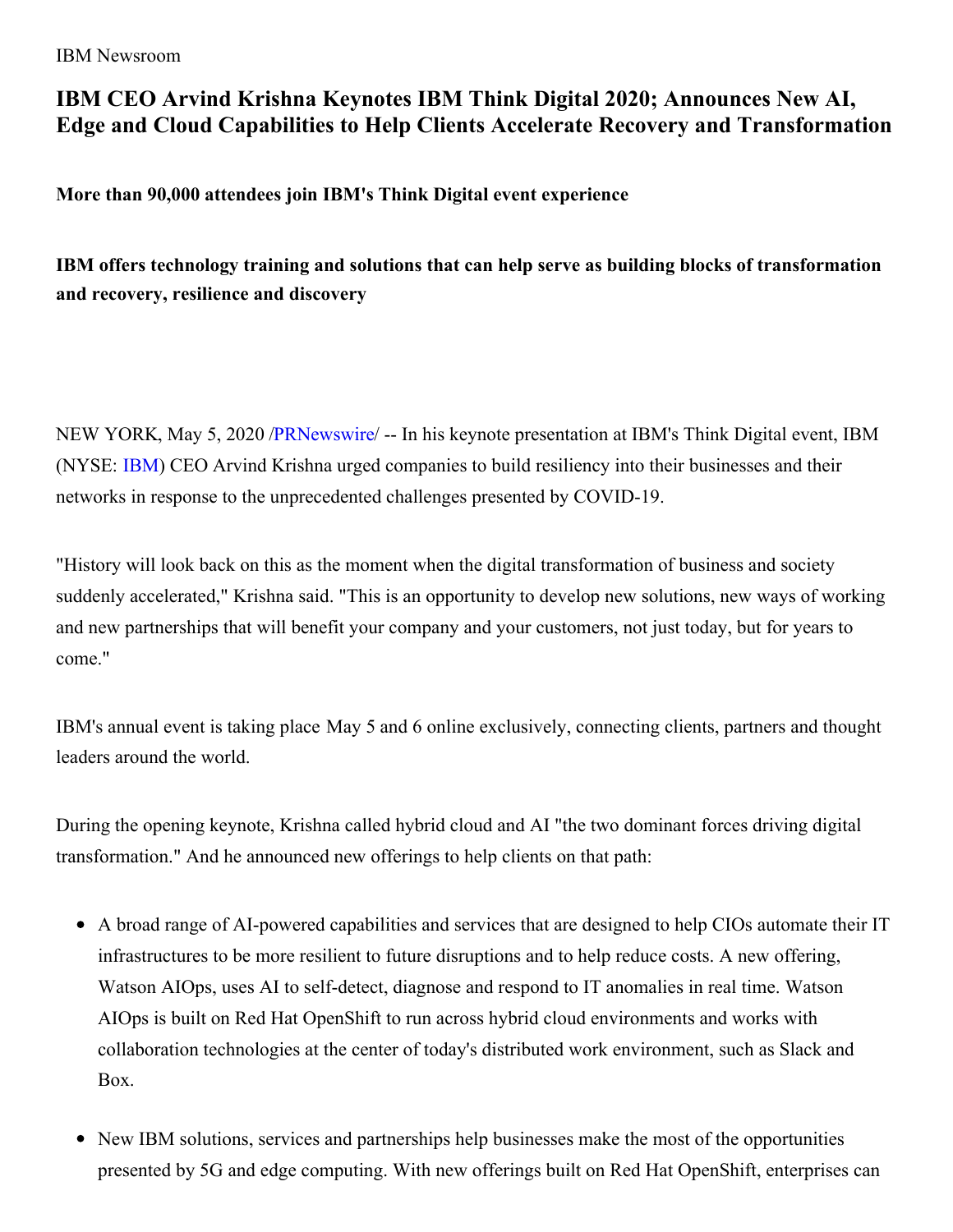IBM Newsroom

# IBM CEO Arvind Krishna Keynotes IBM Think Digital 2020; Announces New AI, Edge and Cloud Capabilities to Help Clients Accelerate Recovery and Transformation

**More than 90,000 attendees join IBM's Think Digital event experience**

**IBM offers technology training and solutions that can help serve as building blocks of transformation and recovery, resilience and discovery**

NEW YORK, May 5, 2020 /PRNewswire/ -- In his keynote presentation at IBM's Think Digital event, IBM (NYSE: IBM) CEO Arvind Krishna urged companies to build resiliency into their businesses and their networks in response to the unprecedented challenges presented by COVID-19.

"History will look back on this as the moment when the digital transformation of business and society suddenly accelerated," Krishna said. "This is an opportunity to develop new solutions, new ways of working and new partnerships that will benefit your company and your customers, not just today, but for years to come."

IBM's annual event is taking place May 5 and 6 online exclusively, connecting clients, partners and thought leaders around the world.

During the opening keynote, Krishna called hybrid cloud and AI "the two dominant forces driving digital transformation." And he announced new offerings to help clients on that path:

- A broad range of AI-powered capabilities and services that are designed to help CIOs automate their IT infrastructures to be more resilient to future disruptions and to help reduce costs. A new offering, Watson AIOps, uses AI to self-detect, diagnose and respond to IT anomalies in real time. Watson AIOps is built on Red Hat OpenShift to run across hybrid cloud environments and works with collaboration technologies at the center of today's distributed work environment, such as Slack and Box.
- New IBM solutions, services and partnerships help businesses make the most of the opportunities presented by 5G and edge computing. With new offerings built on Red Hat OpenShift, enterprises can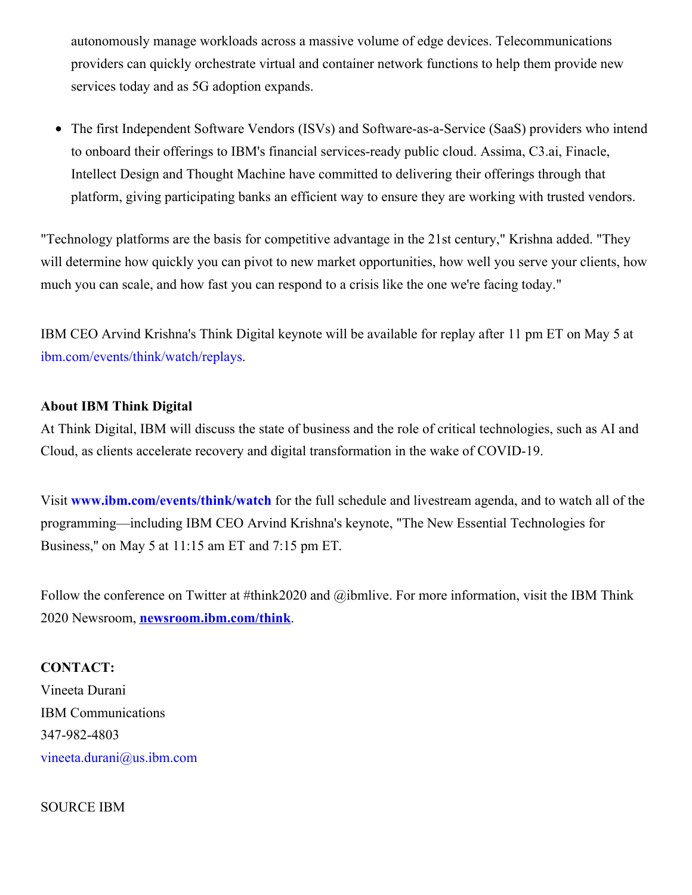autonomously manage workloads across a massive volume of edge devices. Telecommunications providers can quickly orchestrate virtual and container network functions to help them provide new services today and as 5G adoption expands.

- The first Independent Software Vendors (ISVs) and Software-as-a-Service (SaaS) providers who intend to onboard their offerings to IBM's financial services-ready public cloud. Assima, C3.ai, Finacle, Intellect Design and Thought Machine have committed to delivering their offerings through that platform, giving participating banks an efficient way to ensure they are working with trusted vendors.

"Technology platforms are the basis for competitive advantage in the 21st century," Krishna added. "They will determine how quickly you can pivot to new market opportunities, how well you serve your clients, how much you can scale, and how fast you can respond to a crisis like the one we're facing today."

IBM CEO Arvind Krishna's Think Digital keynote will be available for replay after 11 pm ET on May 5 at ibm.com/events/think/watch/replays.

**About IBM Think Digital**

At Think Digital, IBM will discuss the state of business and the role of critical technologies, such as AI and Cloud, as clients accelerate recovery and digital transformation in the wake of COVID-19.

Visit **www.ibm.com/events/think/watch** for the full schedule and livestream agenda, and to watch all of the programming—including IBM CEO Arvind Krishna's keynote, "The New Essential Technologies for Business," on May 5 at 11:15 am ET and 7:15 pm ET.

Follow the conference on Twitter at #think2020 and @ibmlive. For more information, visit the IBM Think 2020 Newsroom, **newsroom.ibm.com/think**.

**CONTACT:**
Vineeta Durani
IBM Communications
347-982-4803
vineeta.durani@us.ibm.com

SOURCE IBM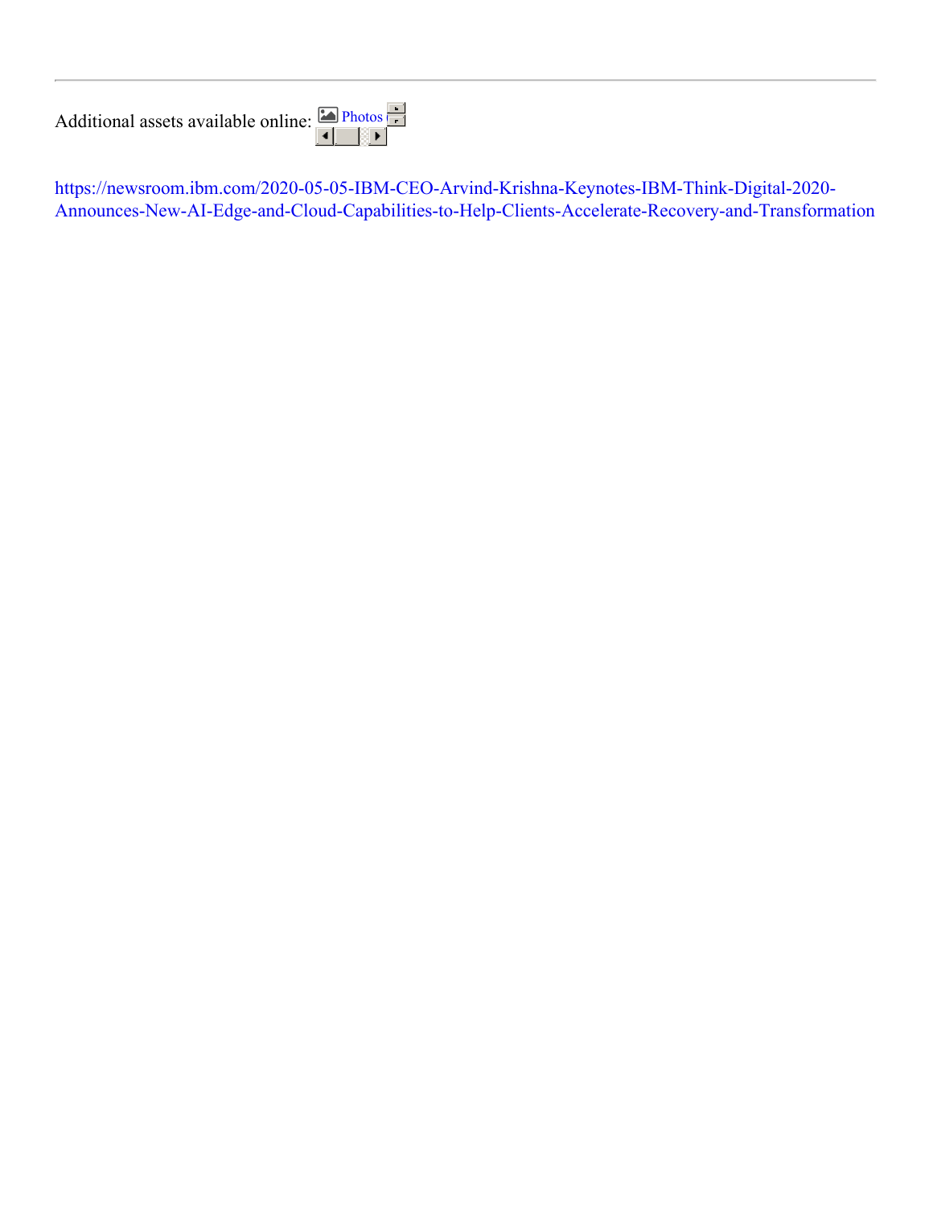---

Additional assets available online: Photos

https://newsroom.ibm.com/2020-05-05-IBM-CEO-Arvind-Krishna-Keynotes-IBM-Think-Digital-2020-Announces-New-AI-Edge-and-Cloud-Capabilities-to-Help-Clients-Accelerate-Recovery-and-Transformation